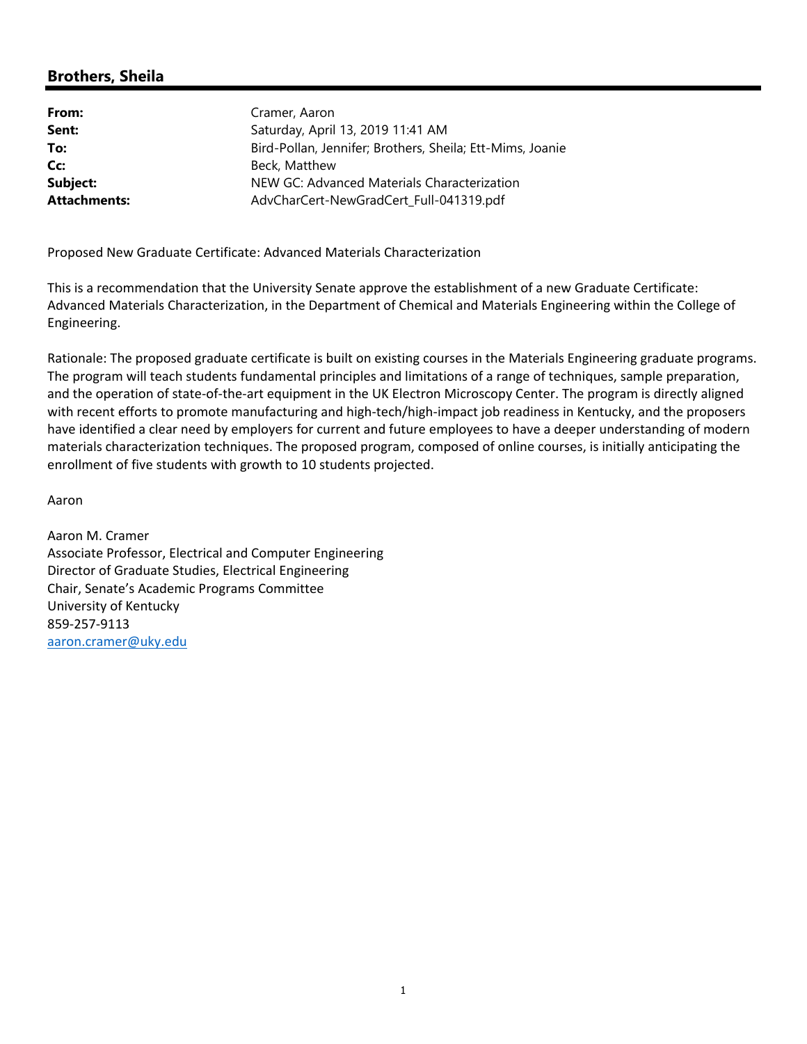## Brothers, Sheila

| | |
|---|---|
| **From:** | Cramer, Aaron |
| **Sent:** | Saturday, April 13, 2019 11:41 AM |
| **To:** | Bird-Pollan, Jennifer; Brothers, Sheila; Ett-Mims, Joanie |
| **Cc:** | Beck, Matthew |
| **Subject:** | NEW GC: Advanced Materials Characterization |
| **Attachments:** | AdvCharCert-NewGradCert_Full-041319.pdf |

Proposed New Graduate Certificate: Advanced Materials Characterization

This is a recommendation that the University Senate approve the establishment of a new Graduate Certificate: Advanced Materials Characterization, in the Department of Chemical and Materials Engineering within the College of Engineering.

Rationale: The proposed graduate certificate is built on existing courses in the Materials Engineering graduate programs. The program will teach students fundamental principles and limitations of a range of techniques, sample preparation, and the operation of state-of-the-art equipment in the UK Electron Microscopy Center. The program is directly aligned with recent efforts to promote manufacturing and high-tech/high-impact job readiness in Kentucky, and the proposers have identified a clear need by employers for current and future employees to have a deeper understanding of modern materials characterization techniques. The proposed program, composed of online courses, is initially anticipating the enrollment of five students with growth to 10 students projected.

Aaron

Aaron M. Cramer
Associate Professor, Electrical and Computer Engineering
Director of Graduate Studies, Electrical Engineering
Chair, Senate's Academic Programs Committee
University of Kentucky
859-257-9113
aaron.cramer@uky.edu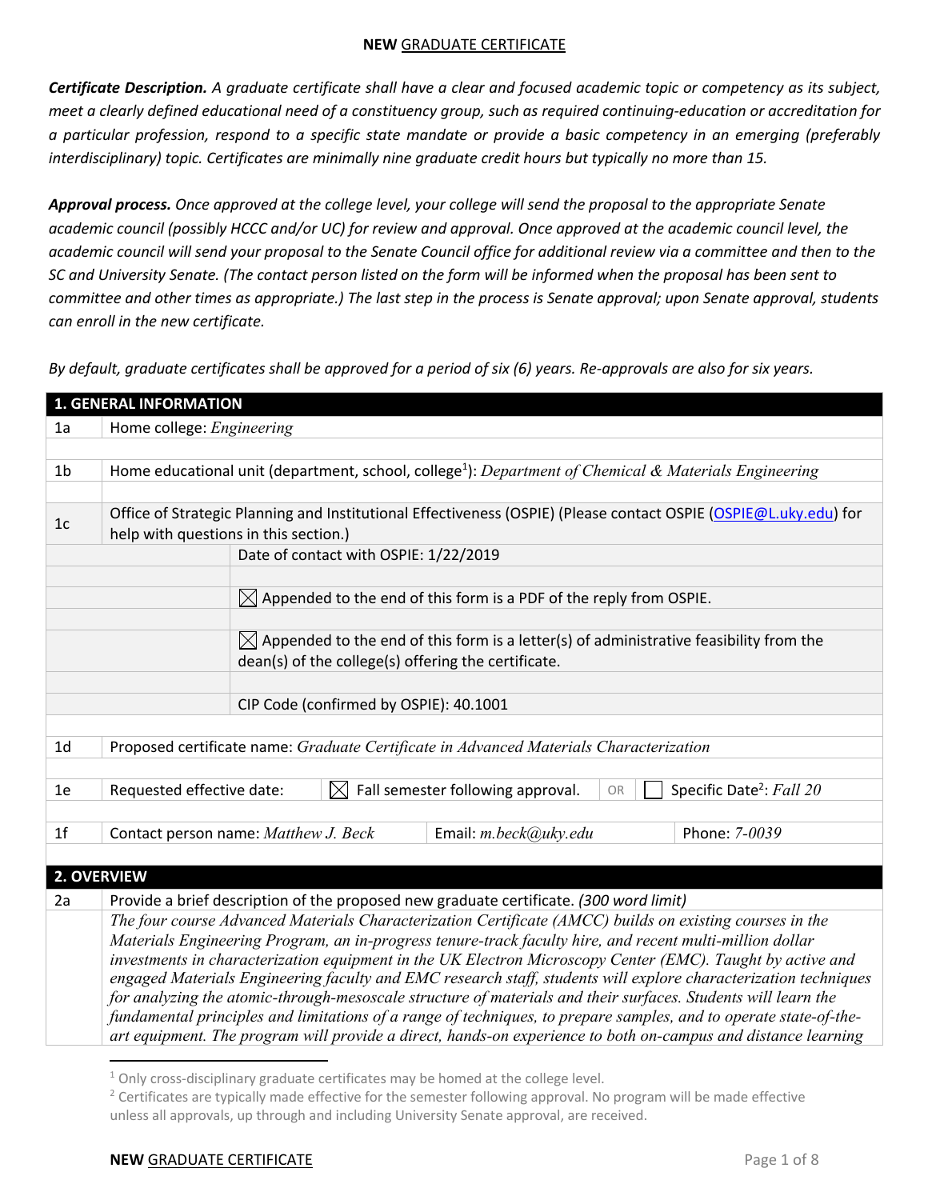**NEW** GRADUATE CERTIFICATE

***Certificate Description.*** *A graduate certificate shall have a clear and focused academic topic or competency as its subject, meet a clearly defined educational need of a constituency group, such as required continuing-education or accreditation for a particular profession, respond to a specific state mandate or provide a basic competency in an emerging (preferably interdisciplinary) topic. Certificates are minimally nine graduate credit hours but typically no more than 15.*

***Approval process.*** *Once approved at the college level, your college will send the proposal to the appropriate Senate academic council (possibly HCCC and/or UC) for review and approval. Once approved at the academic council level, the academic council will send your proposal to the Senate Council office for additional review via a committee and then to the SC and University Senate. (The contact person listed on the form will be informed when the proposal has been sent to committee and other times as appropriate.) The last step in the process is Senate approval; upon Senate approval, students can enroll in the new certificate.*

*By default, graduate certificates shall be approved for a period of six (6) years. Re-approvals are also for six years.*

| **1. GENERAL INFORMATION** | | | |
|---|---|---|---|
| 1a | Home college: *Engineering* | | |
| 1b | Home educational unit (department, school, college[1]): *Department of Chemical & Materials Engineering* | | |
| 1c | Office of Strategic Planning and Institutional Effectiveness (OSPIE) (Please contact OSPIE (OSPIE@L.uky.edu) for help with questions in this section.) | | |
| | Date of contact with OSPIE: 1/22/2019 | | |
| | ☒ Appended to the end of this form is a PDF of the reply from OSPIE. | | |
| | ☒ Appended to the end of this form is a letter(s) of administrative feasibility from the dean(s) of the college(s) offering the certificate. | | |
| | CIP Code (confirmed by OSPIE): 40.1001 | | |
| 1d | Proposed certificate name: *Graduate Certificate in Advanced Materials Characterization* | | |
| 1e | Requested effective date: | ☒ Fall semester following approval. | OR ☐ Specific Date[2]: *Fall 20* |
| 1f | Contact person name: *Matthew J. Beck* | Email: *m.beck@uky.edu* | Phone: *7-0039* |

| **2. OVERVIEW** | |
|---|---|
| 2a | Provide a brief description of the proposed new graduate certificate. *(300 word limit)* |
| | *The four course Advanced Materials Characterization Certificate (AMCC) builds on existing courses in the Materials Engineering Program, an in-progress tenure-track faculty hire, and recent multi-million dollar investments in characterization equipment in the UK Electron Microscopy Center (EMC). Taught by active and engaged Materials Engineering faculty and EMC research staff, students will explore characterization techniques for analyzing the atomic-through-mesoscale structure of materials and their surfaces. Students will learn the fundamental principles and limitations of a range of techniques, to prepare samples, and to operate state-of-the-art equipment. The program will provide a direct, hands-on experience to both on-campus and distance learning* |

[1] Only cross-disciplinary graduate certificates may be homed at the college level.

[2] Certificates are typically made effective for the semester following approval. No program will be made effective unless all approvals, up through and including University Senate approval, are received.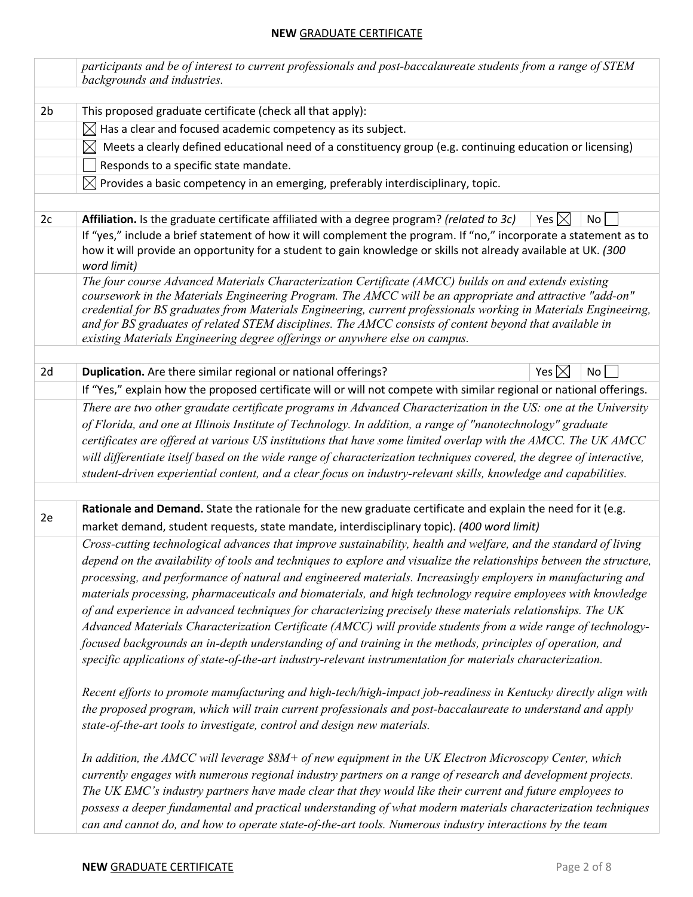| | |
|---|---|
| | *participants and be of interest to current professionals and post-baccalaureate students from a range of STEM backgrounds and industries.* |
| | |
| 2b | This proposed graduate certificate (check all that apply): |
| | ☒ Has a clear and focused academic competency as its subject. |
| | ☒ Meets a clearly defined educational need of a constituency group (e.g. continuing education or licensing) |
| | ☐ Responds to a specific state mandate. |
| | ☒ Provides a basic competency in an emerging, preferably interdisciplinary, topic. |
| | |
| 2c | **Affiliation.** Is the graduate certificate affiliated with a degree program? *(related to 3c)* Yes ☒ No ☐ |
| | If "yes," include a brief statement of how it will complement the program. If "no," incorporate a statement as to how it will provide an opportunity for a student to gain knowledge or skills not already available at UK. *(300 word limit)* |
| | *The four course Advanced Materials Characterization Certificate (AMCC) builds on and extends existing coursework in the Materials Engineering Program. The AMCC will be an appropriate and attractive "add-on" credential for BS graduates from Materials Engineering, current professionals working in Materials Engineeirng, and for BS graduates of related STEM disciplines. The AMCC consists of content beyond that available in existing Materials Engineering degree offerings or anywhere else on campus.* |
| | |
| 2d | **Duplication.** Are there similar regional or national offerings? Yes ☒ No ☐ |
| | If "Yes," explain how the proposed certificate will or will not compete with similar regional or national offerings. |
| | *There are two other graudate certificate programs in Advanced Characterization in the US: one at the University of Florida, and one at Illinois Institute of Technology. In addition, a range of "nanotechnology" graduate certificates are offered at various US institutions that have some limited overlap with the AMCC. The UK AMCC will differentiate itself based on the wide range of characterization techniques covered, the degree of interactive, student-driven experiential content, and a clear focus on industry-relevant skills, knowledge and capabilities.* |
| | |
| 2e | **Rationale and Demand.** State the rationale for the new graduate certificate and explain the need for it (e.g. market demand, student requests, state mandate, interdisciplinary topic). *(400 word limit)* |
| | *Cross-cutting technological advances that improve sustainability, health and welfare, and the standard of living depend on the availability of tools and techniques to explore and visualize the relationships between the structure, processing, and performance of natural and engineered materials. Increasingly employers in manufacturing and materials processing, pharmaceuticals and biomaterials, and high technology require employees with knowledge of and experience in advanced techniques for characterizing precisely these materials relationships. The UK Advanced Materials Characterization Certificate (AMCC) will provide students from a wide range of technology-focused backgrounds an in-depth understanding of and training in the methods, principles of operation, and specific applications of state-of-the-art industry-relevant instrumentation for materials characterization.*<br><br>*Recent efforts to promote manufacturing and high-tech/high-impact job-readiness in Kentucky directly align with the proposed program, which will train current professionals and post-baccalaureate to understand and apply state-of-the-art tools to investigate, control and design new materials.*<br><br>*In addition, the AMCC will leverage $8M+ of new equipment in the UK Electron Microscopy Center, which currently engages with numerous regional industry partners on a range of research and development projects. The UK EMC's industry partners have made clear that they would like their current and future employees to possess a deeper fundamental and practical understanding of what modern materials characterization techniques can and cannot do, and how to operate state-of-the-art tools. Numerous industry interactions by the team* |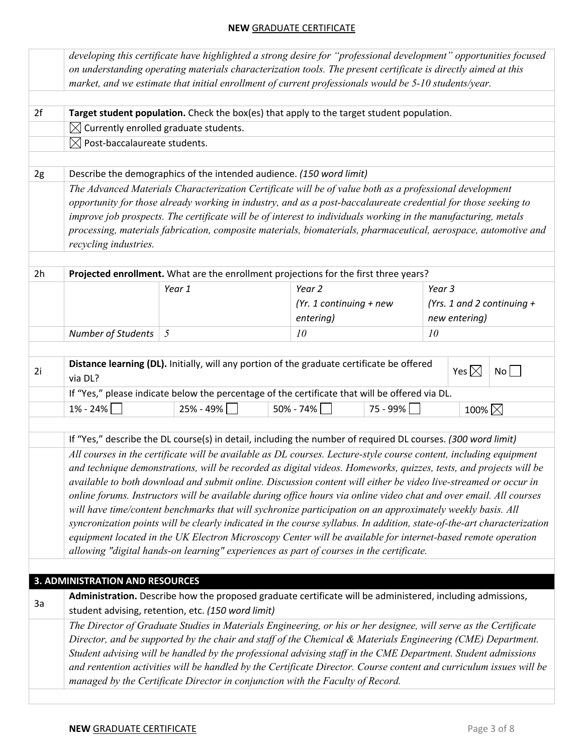*developing this certificate have highlighted a strong desire for "professional development" opportunities focused on understanding operating materials characterization tools. The present certificate is directly aimed at this market, and we estimate that initial enrollment of current professionals would be 5-10 students/year.*

**2f** **Target student population.** Check the box(es) that apply to the target student population.

☒ Currently enrolled graduate students.

☒ Post-baccalaureate students.

**2g** Describe the demographics of the intended audience. *(150 word limit)*

*The Advanced Materials Characterization Certificate will be of value both as a professional development opportunity for those already working in industry, and as a post-baccalaureate credential for those seeking to improve job prospects. The certificate will be of interest to individuals working in the manufacturing, metals processing, materials fabrication, composite materials, biomaterials, pharmaceutical, aerospace, automotive and recycling industries.*

**2h** **Projected enrollment.** What are the enrollment projections for the first three years?

| | *Year 1* | *Year 2 (Yr. 1 continuing + new entering)* | *Year 3 (Yrs. 1 and 2 continuing + new entering)* |
|---|---|---|---|
| *Number of Students* | *5* | *10* | *10* |

**2i** **Distance learning (DL).** Initially, will any portion of the graduate certificate be offered via DL? Yes ☒ No ☐

If "Yes," please indicate below the percentage of the certificate that will be offered via DL.

1% - 24% ☐ 25% - 49% ☐ 50% - 74% ☐ 75 - 99% ☐ 100% ☒

If "Yes," describe the DL course(s) in detail, including the number of required DL courses. *(300 word limit)*

*All courses in the certificate will be available as DL courses. Lecture-style course content, including equipment and technique demonstrations, will be recorded as digital videos. Homeworks, quizzes, tests, and projects will be available to both download and submit online. Discussion content will either be video live-streamed or occur in online forums. Instructors will be available during office hours via online video chat and over email. All courses will have time/content benchmarks that will sychronize participation on an approximately weekly basis. All syncronization points will be clearly indicated in the course syllabus. In addition, state-of-the-art characterization equipment located in the UK Electron Microscopy Center will be available for internet-based remote operation allowing "digital hands-on learning" experiences as part of courses in the certificate.*

## 3. ADMINISTRATION AND RESOURCES

**3a** **Administration.** Describe how the proposed graduate certificate will be administered, including admissions, student advising, retention, etc. *(150 word limit)*

*The Director of Graduate Studies in Materials Engineering, or his or her designee, will serve as the Certificate Director, and be supported by the chair and staff of the Chemical & Materials Engineering (CME) Department. Student advising will be handled by the professional advising staff in the CME Department. Student admissions and rentention activities will be handled by the Certificate Director. Course content and curriculum issues will be managed by the Certificate Director in conjunction with the Faculty of Record.*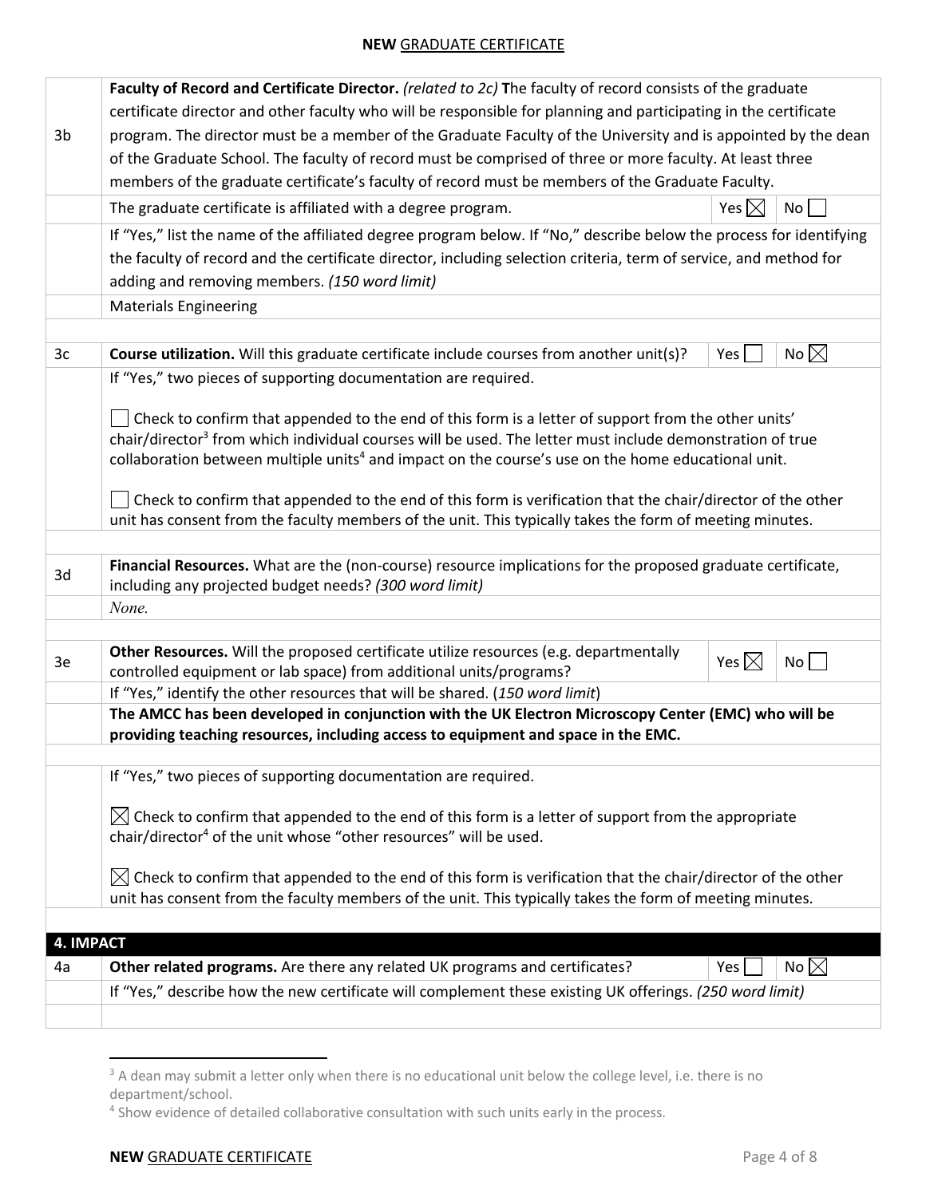| | | | |
|---|---|---|---|
| 3b | **Faculty of Record and Certificate Director.** *(related to 2c)* **T**he faculty of record consists of the graduate certificate director and other faculty who will be responsible for planning and participating in the certificate program. The director must be a member of the Graduate Faculty of the University and is appointed by the dean of the Graduate School. The faculty of record must be comprised of three or more faculty. At least three members of the graduate certificate's faculty of record must be members of the Graduate Faculty. | | |
| | The graduate certificate is affiliated with a degree program. | Yes ☒ | No ☐ |
| | If "Yes," list the name of the affiliated degree program below. If "No," describe below the process for identifying the faculty of record and the certificate director, including selection criteria, term of service, and method for adding and removing members. *(150 word limit)* | | |
| | Materials Engineering | | |
| | | | |
| 3c | **Course utilization.** Will this graduate certificate include courses from another unit(s)? | Yes ☐ | No ☒ |
| | If "Yes," two pieces of supporting documentation are required.<br><br>☐ Check to confirm that appended to the end of this form is a letter of support from the other units' chair/director[3] from which individual courses will be used. The letter must include demonstration of true collaboration between multiple units[4] and impact on the course's use on the home educational unit.<br><br>☐ Check to confirm that appended to the end of this form is verification that the chair/director of the other unit has consent from the faculty members of the unit. This typically takes the form of meeting minutes. | | |
| | | | |
| 3d | **Financial Resources.** What are the (non-course) resource implications for the proposed graduate certificate, including any projected budget needs? *(300 word limit)* | | |
| | *None.* | | |
| | | | |
| 3e | **Other Resources.** Will the proposed certificate utilize resources (e.g. departmentally controlled equipment or lab space) from additional units/programs? | Yes ☒ | No ☐ |
| | If "Yes," identify the other resources that will be shared. (*150 word limit*) | | |
| | **The AMCC has been developed in conjunction with the UK Electron Microscopy Center (EMC) who will be providing teaching resources, including access to equipment and space in the EMC.** | | |
| | | | |
| | If "Yes," two pieces of supporting documentation are required.<br><br>☒ Check to confirm that appended to the end of this form is a letter of support from the appropriate chair/director[4] of the unit whose "other resources" will be used.<br><br>☒ Check to confirm that appended to the end of this form is verification that the chair/director of the other unit has consent from the faculty members of the unit. This typically takes the form of meeting minutes. | | |
| | | | |
| **4. IMPACT** | | | |
| 4a | **Other related programs.** Are there any related UK programs and certificates? | Yes ☐ | No ☒ |
| | If "Yes," describe how the new certificate will complement these existing UK offerings. *(250 word limit)* | | |
| | | | |

[3] A dean may submit a letter only when there is no educational unit below the college level, i.e. there is no department/school.

[4] Show evidence of detailed collaborative consultation with such units early in the process.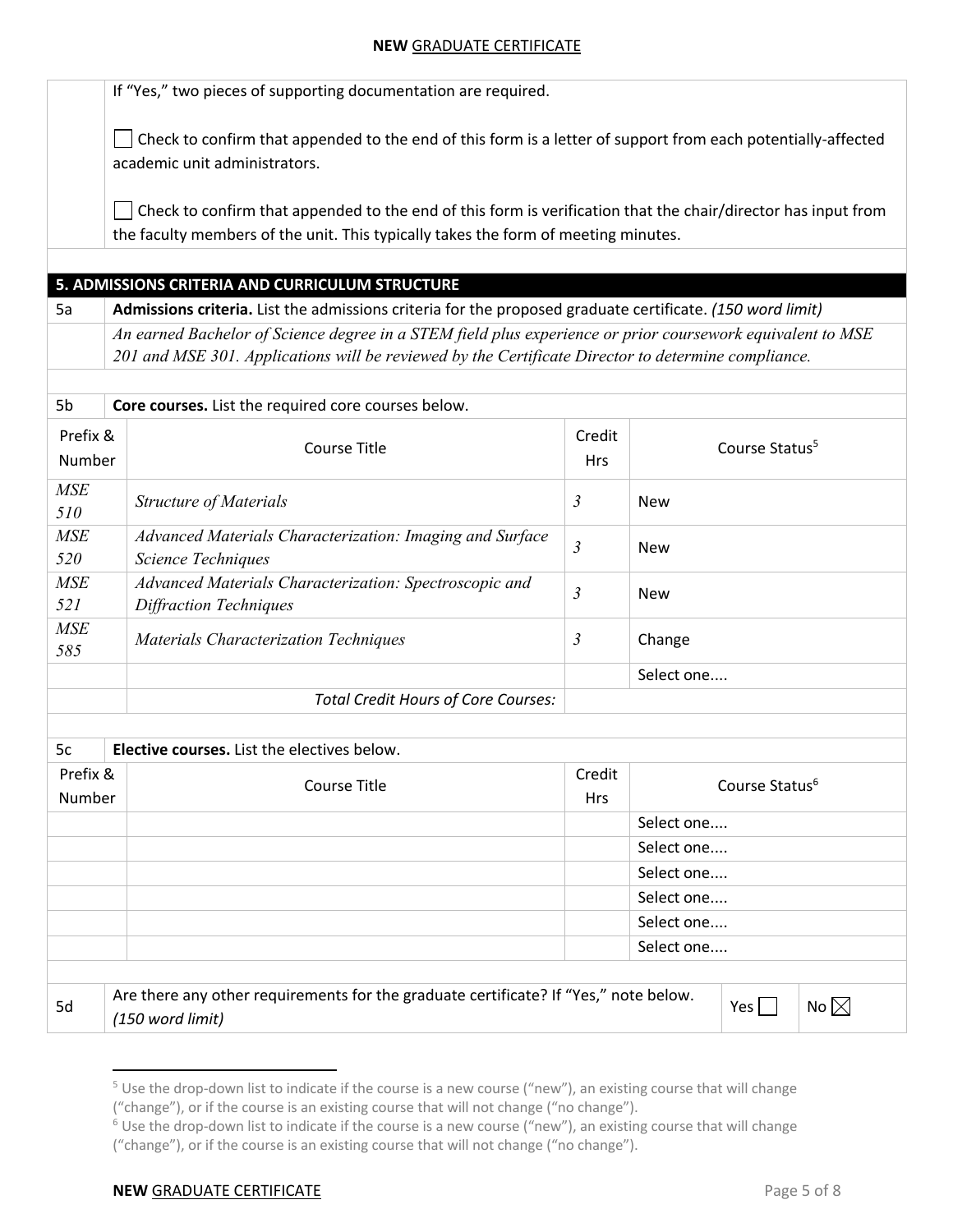If "Yes," two pieces of supporting documentation are required.

☐ Check to confirm that appended to the end of this form is a letter of support from each potentially-affected academic unit administrators.

☐ Check to confirm that appended to the end of this form is verification that the chair/director has input from the faculty members of the unit. This typically takes the form of meeting minutes.

## 5. ADMISSIONS CRITERIA AND CURRICULUM STRUCTURE

**5a** **Admissions criteria.** List the admissions criteria for the proposed graduate certificate. *(150 word limit)*

*An earned Bachelor of Science degree in a STEM field plus experience or prior coursework equivalent to MSE 201 and MSE 301. Applications will be reviewed by the Certificate Director to determine compliance.*

**5b** **Core courses.** List the required core courses below.

| Prefix & Number | Course Title | Credit Hrs | Course Status[5] |
|---|---|---|---|
| *MSE 510* | *Structure of Materials* | *3* | New |
| *MSE 520* | *Advanced Materials Characterization: Imaging and Surface Science Techniques* | *3* | New |
| *MSE 521* | *Advanced Materials Characterization: Spectroscopic and Diffraction Techniques* | *3* | New |
| *MSE 585* | *Materials Characterization Techniques* | *3* | Change |
| | | | Select one.... |
| | *Total Credit Hours of Core Courses:* | | |

**5c** **Elective courses.** List the electives below.

| Prefix & Number | Course Title | Credit Hrs | Course Status[6] |
|---|---|---|---|
| | | | Select one.... |
| | | | Select one.... |
| | | | Select one.... |
| | | | Select one.... |
| | | | Select one.... |
| | | | Select one.... |

**5d** Are there any other requirements for the graduate certificate? If "Yes," note below. *(150 word limit)* Yes ☐ No ☒

[5] Use the drop-down list to indicate if the course is a new course ("new"), an existing course that will change ("change"), or if the course is an existing course that will not change ("no change").

[6] Use the drop-down list to indicate if the course is a new course ("new"), an existing course that will change ("change"), or if the course is an existing course that will not change ("no change").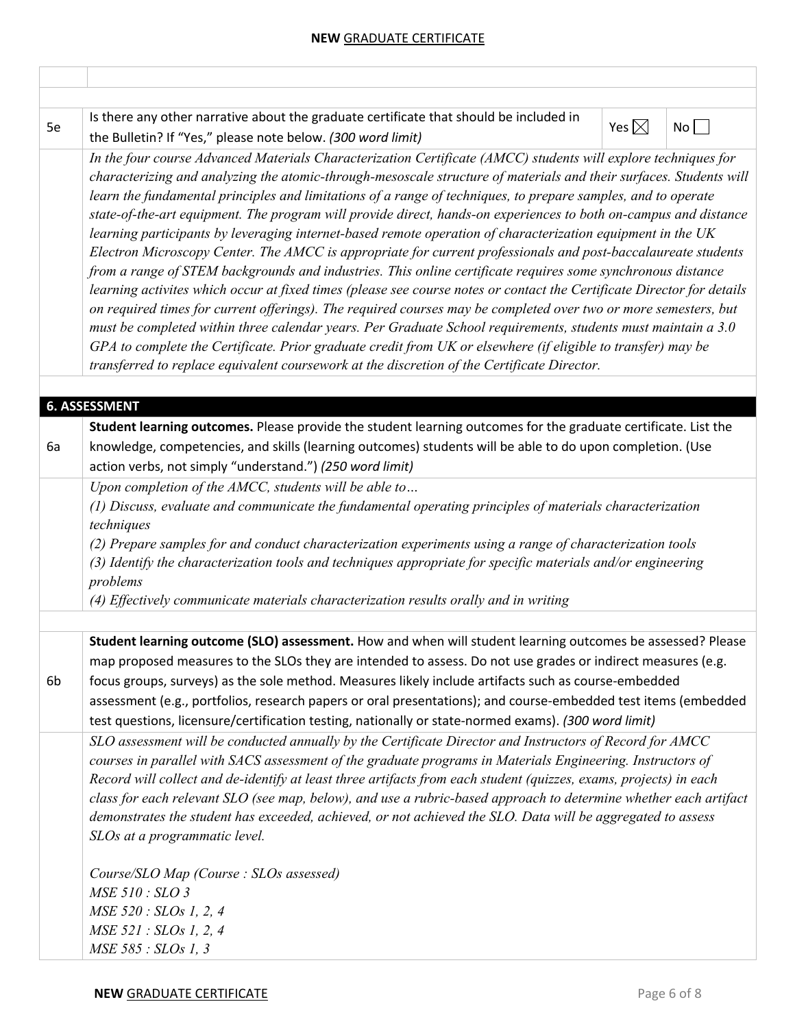| | |
|---|---|
| | |
| 5e | Is there any other narrative about the graduate certificate that should be included in the Bulletin? If "Yes," please note below. *(300 word limit)* Yes ☒ No ☐ |
| | *In the four course Advanced Materials Characterization Certificate (AMCC) students will explore techniques for characterizing and analyzing the atomic-through-mesoscale structure of materials and their surfaces. Students will learn the fundamental principles and limitations of a range of techniques, to prepare samples, and to operate state-of-the-art equipment. The program will provide direct, hands-on experiences to both on-campus and distance learning participants by leveraging internet-based remote operation of characterization equipment in the UK Electron Microscopy Center. The AMCC is appropriate for current professionals and post-baccalaureate students from a range of STEM backgrounds and industries. This online certificate requires some synchronous distance learning activites which occur at fixed times (please see course notes or contact the Certificate Director for details on required times for current offerings). The required courses may be completed over two or more semesters, but must be completed within three calendar years. Per Graduate School requirements, students must maintain a 3.0 GPA to complete the Certificate. Prior graduate credit from UK or elsewhere (if eligible to transfer) may be transferred to replace equivalent coursework at the discretion of the Certificate Director.* |

## 6. ASSESSMENT

| | |
|---|---|
| 6a | **Student learning outcomes.** Please provide the student learning outcomes for the graduate certificate. List the knowledge, competencies, and skills (learning outcomes) students will be able to do upon completion. (Use action verbs, not simply "understand.") *(250 word limit)* |
| | *Upon completion of the AMCC, students will be able to…*<br>*(1) Discuss, evaluate and communicate the fundamental operating principles of materials characterization techniques*<br>*(2) Prepare samples for and conduct characterization experiments using a range of characterization tools*<br>*(3) Identify the characterization tools and techniques appropriate for specific materials and/or engineering problems*<br>*(4) Effectively communicate materials characterization results orally and in writing* |
| 6b | **Student learning outcome (SLO) assessment.** How and when will student learning outcomes be assessed? Please map proposed measures to the SLOs they are intended to assess. Do not use grades or indirect measures (e.g. focus groups, surveys) as the sole method. Measures likely include artifacts such as course-embedded assessment (e.g., portfolios, research papers or oral presentations); and course-embedded test items (embedded test questions, licensure/certification testing, nationally or state-normed exams). *(300 word limit)* |
| | *SLO assessment will be conducted annually by the Certificate Director and Instructors of Record for AMCC courses in parallel with SACS assessment of the graduate programs in Materials Engineering. Instructors of Record will collect and de-identify at least three artifacts from each student (quizzes, exams, projects) in each class for each relevant SLO (see map, below), and use a rubric-based approach to determine whether each artifact demonstrates the student has exceeded, achieved, or not achieved the SLO. Data will be aggregated to assess SLOs at a programmatic level.*<br><br>*Course/SLO Map (Course : SLOs assessed)*<br>*MSE 510 : SLO 3*<br>*MSE 520 : SLOs 1, 2, 4*<br>*MSE 521 : SLOs 1, 2, 4*<br>*MSE 585 : SLOs 1, 3* |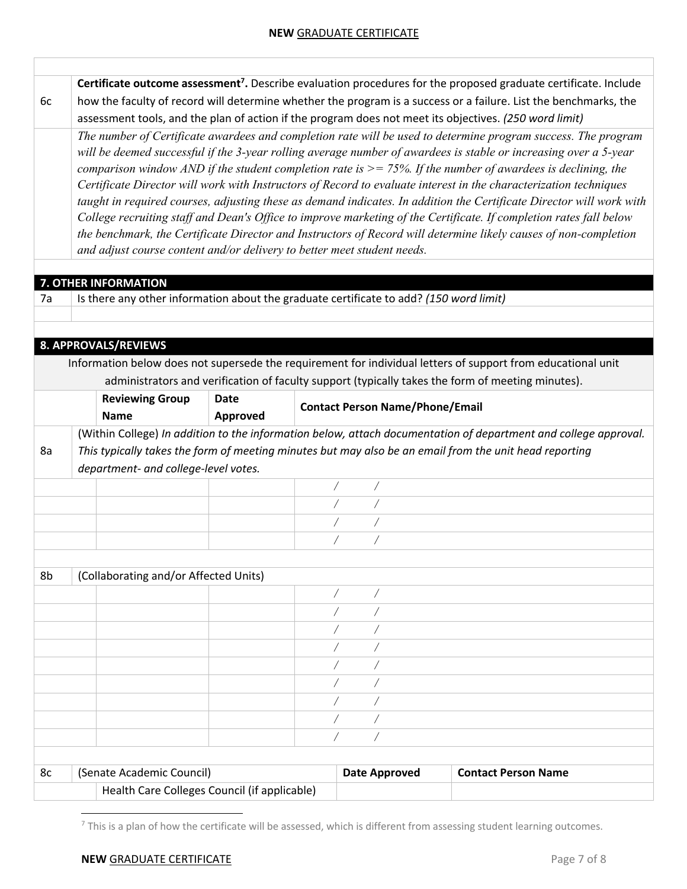| | |
|---|---|
| 6c | **Certificate outcome assessment[7].** Describe evaluation procedures for the proposed graduate certificate. Include how the faculty of record will determine whether the program is a success or a failure. List the benchmarks, the assessment tools, and the plan of action if the program does not meet its objectives. *(250 word limit)* |
| | *The number of Certificate awardees and completion rate will be used to determine program success. The program will be deemed successful if the 3-year rolling average number of awardees is stable or increasing over a 5-year comparison window AND if the student completion rate is >= 75%. If the number of awardees is declining, the Certificate Director will work with Instructors of Record to evaluate interest in the characterization techniques taught in required courses, adjusting these as demand indicates. In addition the Certificate Director will work with College recruiting staff and Dean's Office to improve marketing of the Certificate. If completion rates fall below the benchmark, the Certificate Director and Instructors of Record will determine likely causes of non-completion and adjust course content and/or delivery to better meet student needs.* |

## 7. OTHER INFORMATION

| | |
|---|---|
| 7a | Is there any other information about the graduate certificate to add? *(150 word limit)* |
| | |

## 8. APPROVALS/REVIEWS

Information below does not supersede the requirement for individual letters of support from educational unit administrators and verification of faculty support (typically takes the form of meeting minutes).

| | Reviewing Group Name | Date Approved | Contact Person Name/Phone/Email |
|---|---|---|---|
| 8a | (Within College) *In addition to the information below, attach documentation of department and college approval. This typically takes the form of meeting minutes but may also be an email from the unit head reporting department- and college-level votes.* | | |
| | | | / / |
| | | | / / |
| | | | / / |
| | | | / / |
| 8b | (Collaborating and/or Affected Units) | | |
| | | | / / |
| | | | / / |
| | | | / / |
| | | | / / |
| | | | / / |
| | | | / / |
| | | | / / |
| | | | / / |
| | | | / / |

| | | Date Approved | Contact Person Name |
|---|---|---|---|
| 8c | (Senate Academic Council) | | |
| | Health Care Colleges Council (if applicable) | | |

[7] This is a plan of how the certificate will be assessed, which is different from assessing student learning outcomes.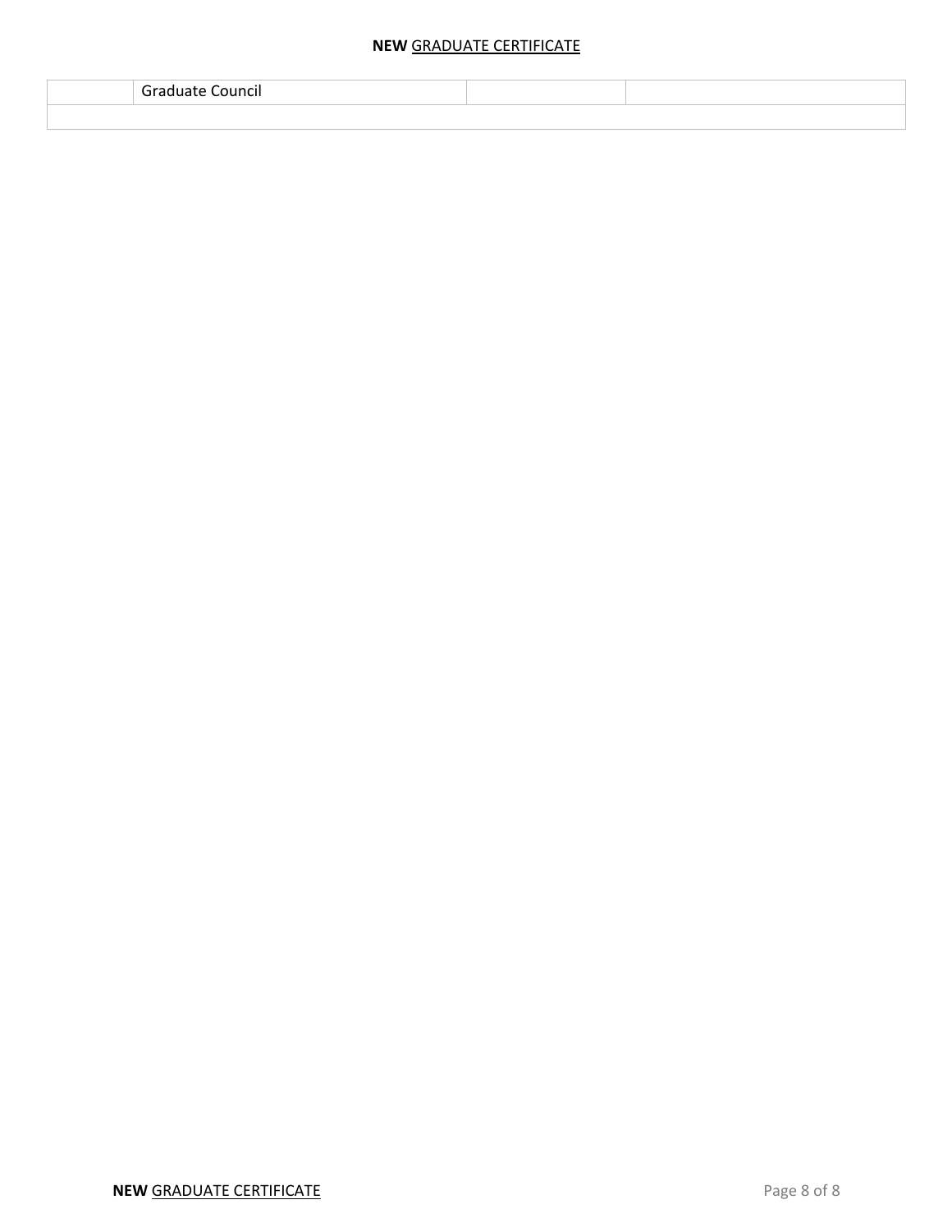| | | | |
|---|---|---|---|
| | Graduate Council | | |
| | | | |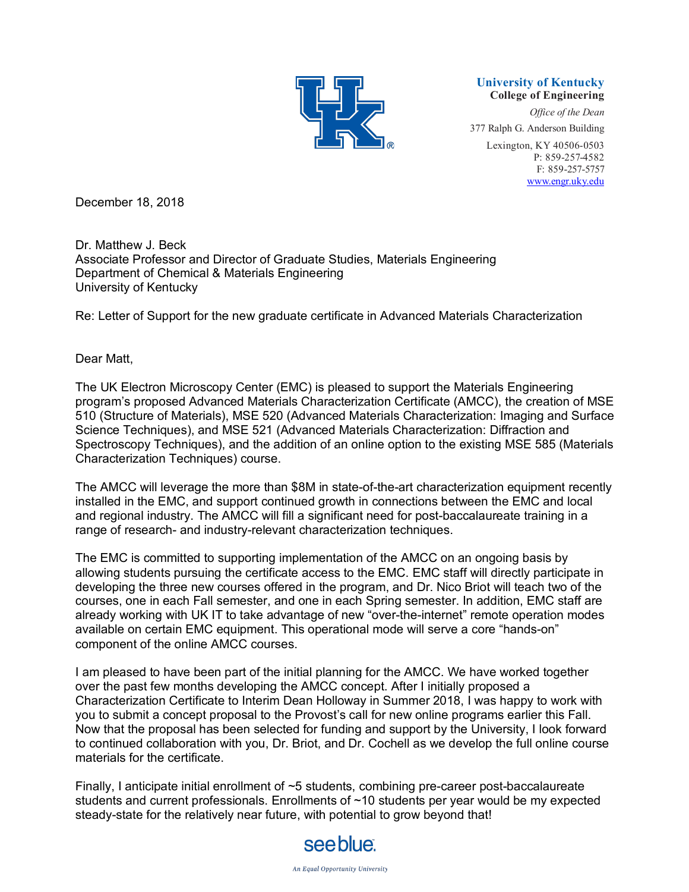**University of Kentucky**
**College of Engineering**
*Office of the Dean*
377 Ralph G. Anderson Building
Lexington, KY 40506-0503
P: 859-257-4582
F: 859-257-5757
www.engr.uky.edu

December 18, 2018

Dr. Matthew J. Beck
Associate Professor and Director of Graduate Studies, Materials Engineering
Department of Chemical & Materials Engineering
University of Kentucky

Re: Letter of Support for the new graduate certificate in Advanced Materials Characterization

Dear Matt,

The UK Electron Microscopy Center (EMC) is pleased to support the Materials Engineering program's proposed Advanced Materials Characterization Certificate (AMCC), the creation of MSE 510 (Structure of Materials), MSE 520 (Advanced Materials Characterization: Imaging and Surface Science Techniques), and MSE 521 (Advanced Materials Characterization: Diffraction and Spectroscopy Techniques), and the addition of an online option to the existing MSE 585 (Materials Characterization Techniques) course.

The AMCC will leverage the more than $8M in state-of-the-art characterization equipment recently installed in the EMC, and support continued growth in connections between the EMC and local and regional industry. The AMCC will fill a significant need for post-baccalaureate training in a range of research- and industry-relevant characterization techniques.

The EMC is committed to supporting implementation of the AMCC on an ongoing basis by allowing students pursuing the certificate access to the EMC. EMC staff will directly participate in developing the three new courses offered in the program, and Dr. Nico Briot will teach two of the courses, one in each Fall semester, and one in each Spring semester. In addition, EMC staff are already working with UK IT to take advantage of new "over-the-internet" remote operation modes available on certain EMC equipment. This operational mode will serve a core "hands-on" component of the online AMCC courses.

I am pleased to have been part of the initial planning for the AMCC. We have worked together over the past few months developing the AMCC concept. After I initially proposed a Characterization Certificate to Interim Dean Holloway in Summer 2018, I was happy to work with you to submit a concept proposal to the Provost's call for new online programs earlier this Fall. Now that the proposal has been selected for funding and support by the University, I look forward to continued collaboration with you, Dr. Briot, and Dr. Cochell as we develop the full online course materials for the certificate.

Finally, I anticipate initial enrollment of ~5 students, combining pre-career post-baccalaureate students and current professionals. Enrollments of ~10 students per year would be my expected steady-state for the relatively near future, with potential to grow beyond that!

seeblue.

*An Equal Opportunity University*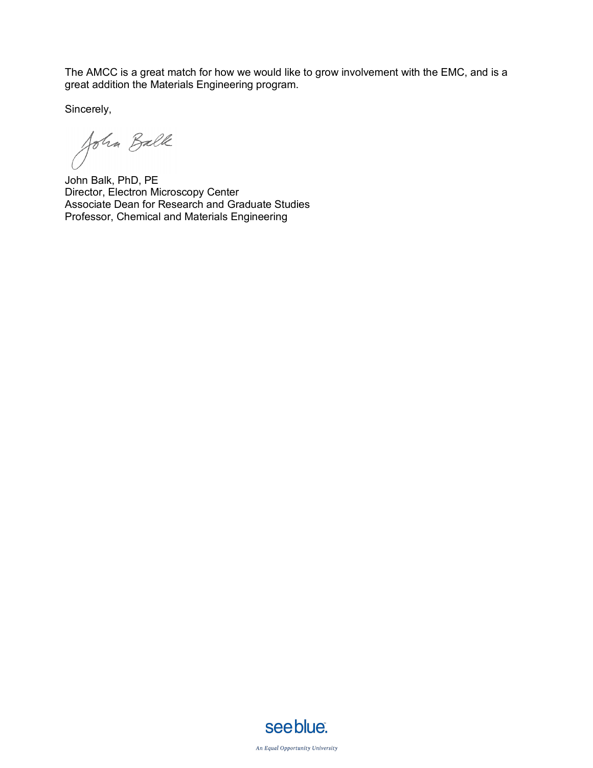The AMCC is a great match for how we would like to grow involvement with the EMC, and is a great addition the Materials Engineering program.

Sincerely,

John Balk, PhD, PE
Director, Electron Microscopy Center
Associate Dean for Research and Graduate Studies
Professor, Chemical and Materials Engineering

seeblue.

*An Equal Opportunity University*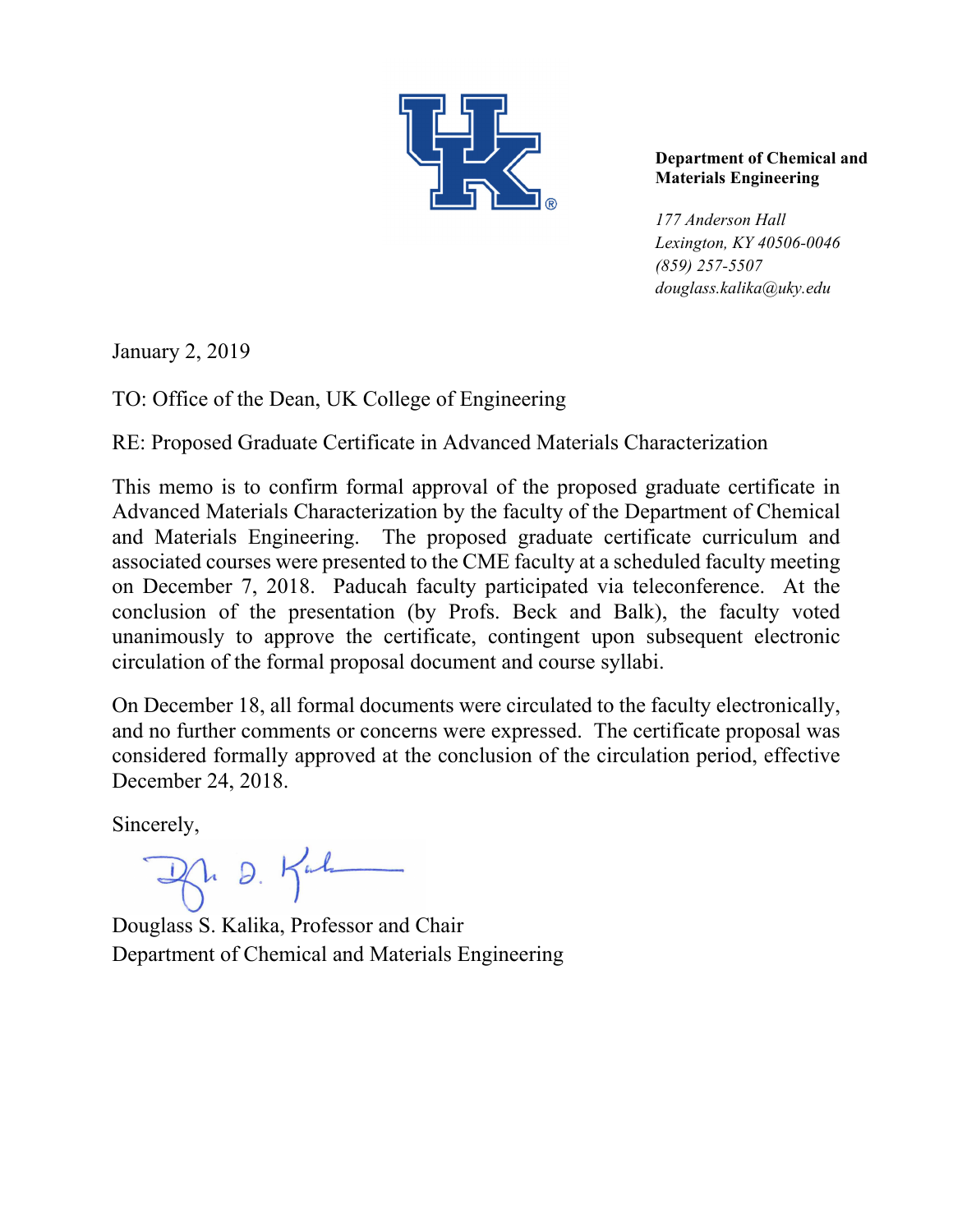**Department of Chemical and Materials Engineering**

*177 Anderson Hall*
*Lexington, KY 40506-0046*
*(859) 257-5507*
*douglass.kalika@uky.edu*

January 2, 2019

TO: Office of the Dean, UK College of Engineering

RE: Proposed Graduate Certificate in Advanced Materials Characterization

This memo is to confirm formal approval of the proposed graduate certificate in Advanced Materials Characterization by the faculty of the Department of Chemical and Materials Engineering. The proposed graduate certificate curriculum and associated courses were presented to the CME faculty at a scheduled faculty meeting on December 7, 2018. Paducah faculty participated via teleconference. At the conclusion of the presentation (by Profs. Beck and Balk), the faculty voted unanimously to approve the certificate, contingent upon subsequent electronic circulation of the formal proposal document and course syllabi.

On December 18, all formal documents were circulated to the faculty electronically, and no further comments or concerns were expressed. The certificate proposal was considered formally approved at the conclusion of the circulation period, effective December 24, 2018.

Sincerely,

Douglass S. Kalika, Professor and Chair
Department of Chemical and Materials Engineering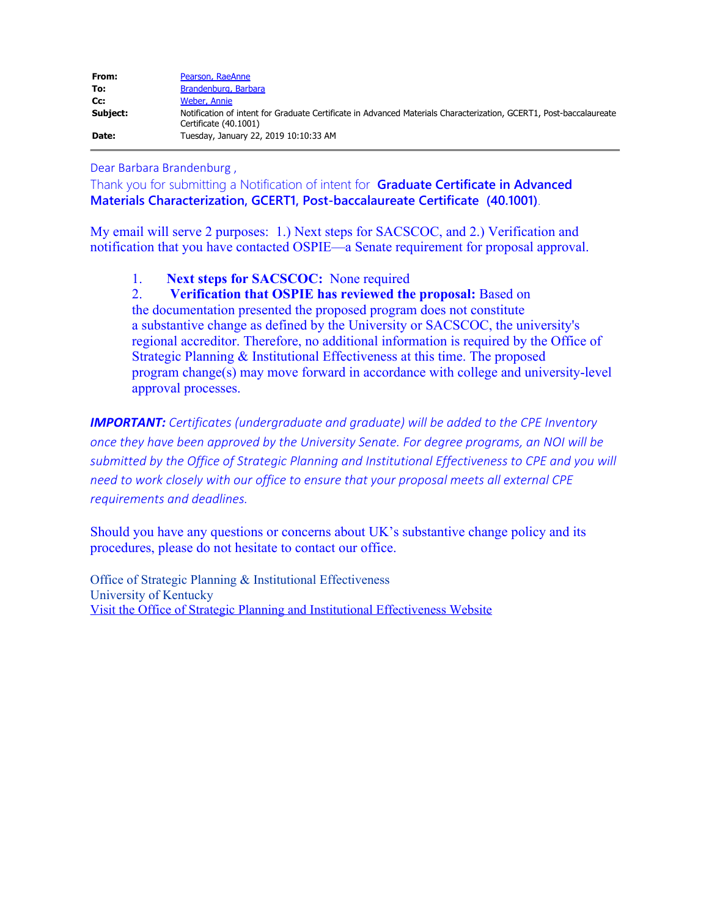| | |
|---|---|
| **From:** | Pearson, RaeAnne |
| **To:** | Brandenburg, Barbara |
| **Cc:** | Weber, Annie |
| **Subject:** | Notification of intent for Graduate Certificate in Advanced Materials Characterization, GCERT1, Post-baccalaureate Certificate (40.1001) |
| **Date:** | Tuesday, January 22, 2019 10:10:33 AM |

Dear Barbara Brandenburg ,

Thank you for submitting a Notification of intent for **Graduate Certificate in Advanced Materials Characterization, GCERT1, Post-baccalaureate Certificate (40.1001)**.

My email will serve 2 purposes: 1.) Next steps for SACSCOC, and 2.) Verification and notification that you have contacted OSPIE—a Senate requirement for proposal approval.

1. **Next steps for SACSCOC:** None required
2. **Verification that OSPIE has reviewed the proposal:** Based on the documentation presented the proposed program does not constitute a substantive change as defined by the University or SACSCOC, the university's regional accreditor. Therefore, no additional information is required by the Office of Strategic Planning & Institutional Effectiveness at this time. The proposed program change(s) may move forward in accordance with college and university-level approval processes.

***IMPORTANT:*** *Certificates (undergraduate and graduate) will be added to the CPE Inventory once they have been approved by the University Senate. For degree programs, an NOI will be submitted by the Office of Strategic Planning and Institutional Effectiveness to CPE and you will need to work closely with our office to ensure that your proposal meets all external CPE requirements and deadlines.*

Should you have any questions or concerns about UK's substantive change policy and its procedures, please do not hesitate to contact our office.

Office of Strategic Planning & Institutional Effectiveness
University of Kentucky
Visit the Office of Strategic Planning and Institutional Effectiveness Website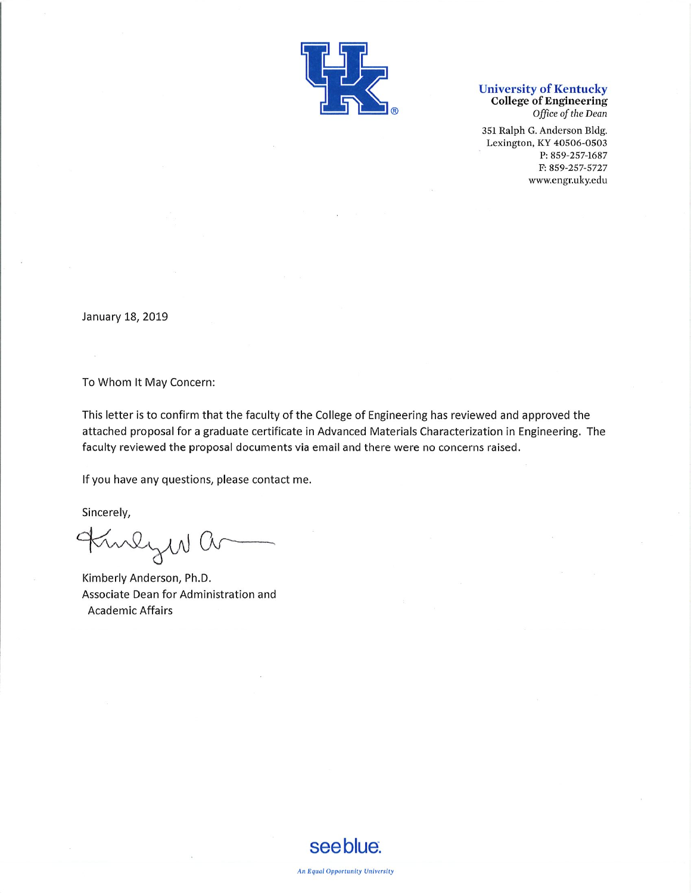**University of Kentucky**
**College of Engineering**
*Office of the Dean*

351 Ralph G. Anderson Bldg.
Lexington, KY 40506-0503
P: 859-257-1687
F: 859-257-5727
www.engr.uky.edu

January 18, 2019

To Whom It May Concern:

This letter is to confirm that the faculty of the College of Engineering has reviewed and approved the attached proposal for a graduate certificate in Advanced Materials Characterization in Engineering. The faculty reviewed the proposal documents via email and there were no concerns raised.

If you have any questions, please contact me.

Sincerely,

Kimberly Anderson, Ph.D.
Associate Dean for Administration and Academic Affairs

see blue.

*An Equal Opportunity University*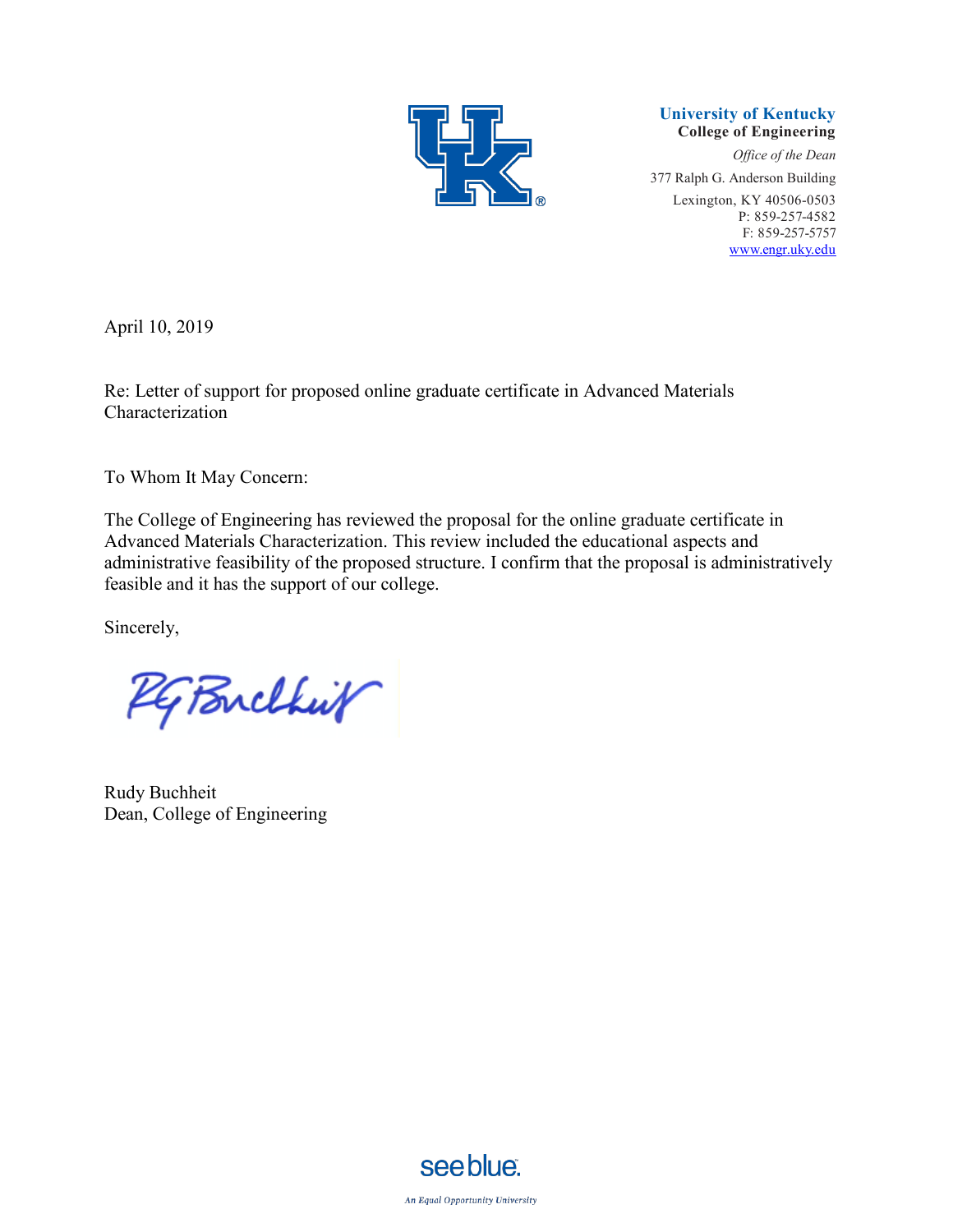**University of Kentucky**
**College of Engineering**
*Office of the Dean*
377 Ralph G. Anderson Building
Lexington, KY 40506-0503
P: 859-257-4582
F: 859-257-5757
www.engr.uky.edu

April 10, 2019

Re: Letter of support for proposed online graduate certificate in Advanced Materials Characterization

To Whom It May Concern:

The College of Engineering has reviewed the proposal for the online graduate certificate in Advanced Materials Characterization. This review included the educational aspects and administrative feasibility of the proposed structure. I confirm that the proposal is administratively feasible and it has the support of our college.

Sincerely,

Rudy Buchheit
Dean, College of Engineering

see blue.

*An Equal Opportunity University*